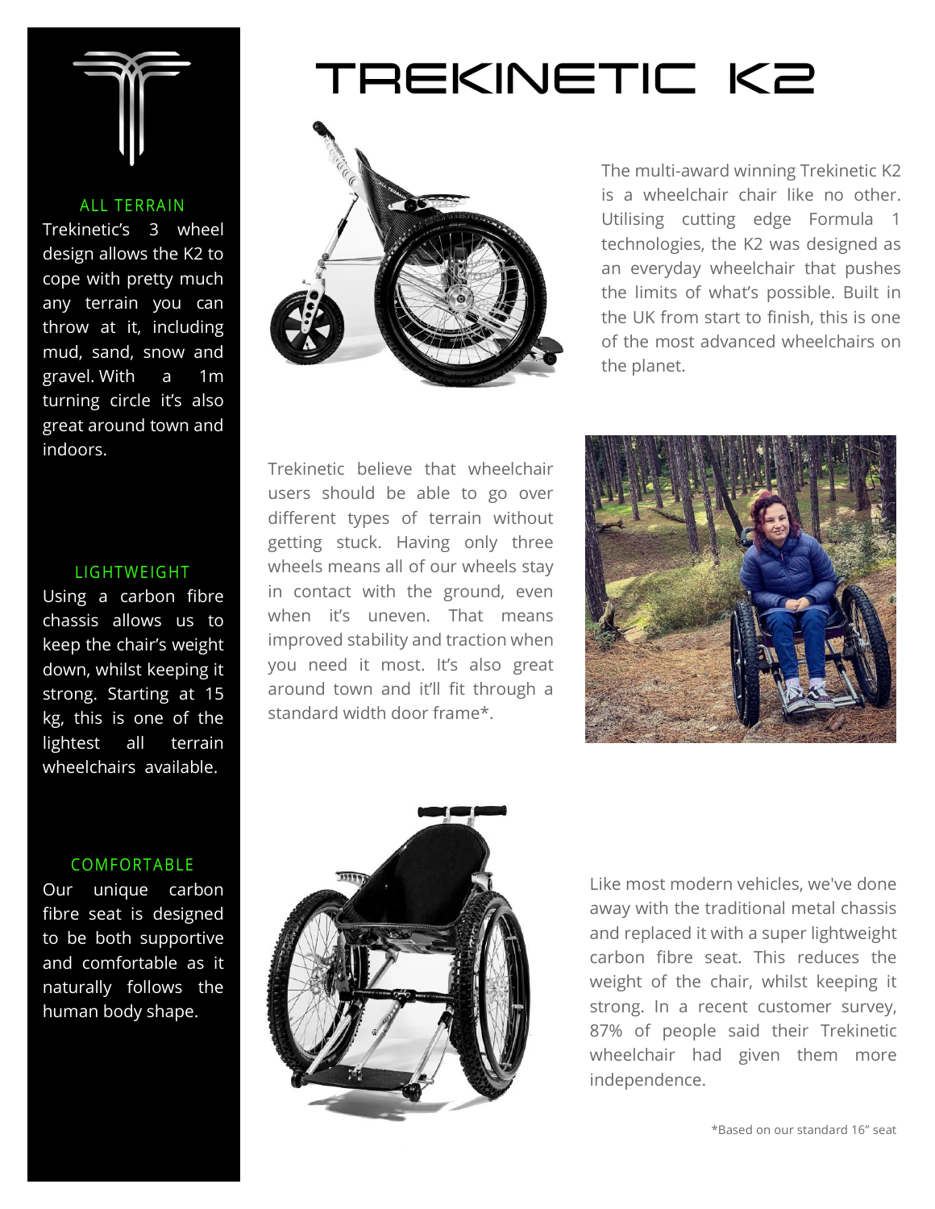# TREKINETIC K2

The multi-award winning Trekinetic K2 is a wheelchair chair like no other. Utilising cutting edge Formula 1 technologies, the K2 was designed as an everyday wheelchair that pushes the limits of what's possible. Built in the UK from start to finish, this is one of the most advanced wheelchairs on the planet.

Trekinetic believe that wheelchair users should be able to go over different types of terrain without getting stuck. Having only three wheels means all of our wheels stay in contact with the ground, even when it's uneven. That means improved stability and traction when you need it most. It's also great around town and it'll fit through a standard width door frame*.

Like most modern vehicles, we've done away with the traditional metal chassis and replaced it with a super lightweight carbon fibre seat. This reduces the weight of the chair, whilst keeping it strong. In a recent customer survey, 87% of people said their Trekinetic wheelchair had given them more independence.

*Based on our standard 16" seat

## ALL TERRAIN

Trekinetic's 3 wheel design allows the K2 to cope with pretty much any terrain you can throw at it, including mud, sand, snow and gravel. With a 1m turning circle it's also great around town and indoors.

## LIGHTWEIGHT

Using a carbon fibre chassis allows us to keep the chair's weight down, whilst keeping it strong. Starting at 15 kg, this is one of the lightest all terrain wheelchairs available.

## COMFORTABLE

Our unique carbon fibre seat is designed to be both supportive and comfortable as it naturally follows the human body shape.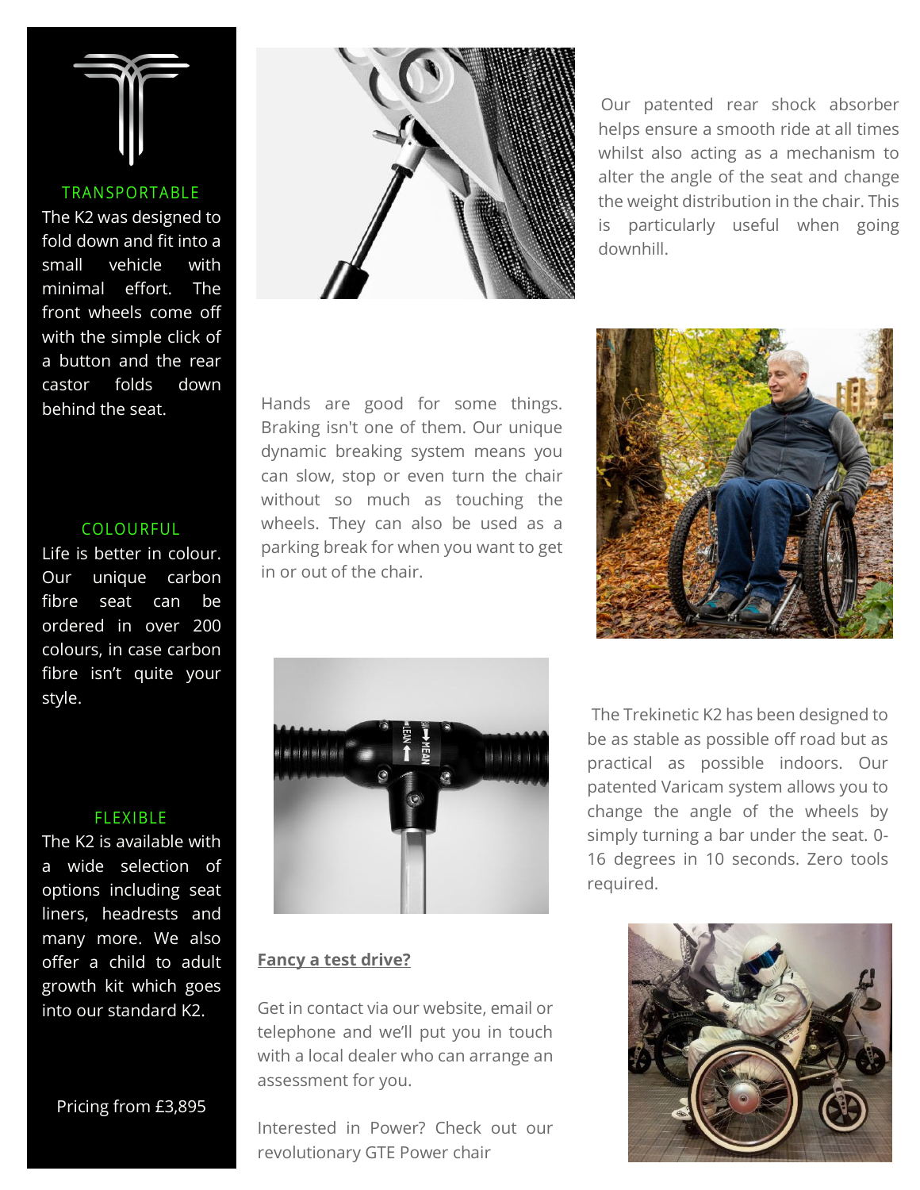### TRANSPORTABLE

The K2 was designed to fold down and fit into a small vehicle with minimal effort. The front wheels come off with the simple click of a button and the rear castor folds down behind the seat.

### COLOURFUL

Life is better in colour. Our unique carbon fibre seat can be ordered in over 200 colours, in case carbon fibre isn't quite your style.

### FLEXIBLE

The K2 is available with a wide selection of options including seat liners, headrests and many more. We also offer a child to adult growth kit which goes into our standard K2.

Pricing from £3,895

Our patented rear shock absorber helps ensure a smooth ride at all times whilst also acting as a mechanism to alter the angle of the seat and change the weight distribution in the chair. This is particularly useful when going downhill.

Hands are good for some things. Braking isn't one of them. Our unique dynamic breaking system means you can slow, stop or even turn the chair without so much as touching the wheels. They can also be used as a parking break for when you want to get in or out of the chair.

The Trekinetic K2 has been designed to be as stable as possible off road but as practical as possible indoors. Our patented Varicam system allows you to change the angle of the wheels by simply turning a bar under the seat. 0-16 degrees in 10 seconds. Zero tools required.

**Fancy a test drive?**

Get in contact via our website, email or telephone and we'll put you in touch with a local dealer who can arrange an assessment for you.

Interested in Power? Check out our revolutionary GTE Power chair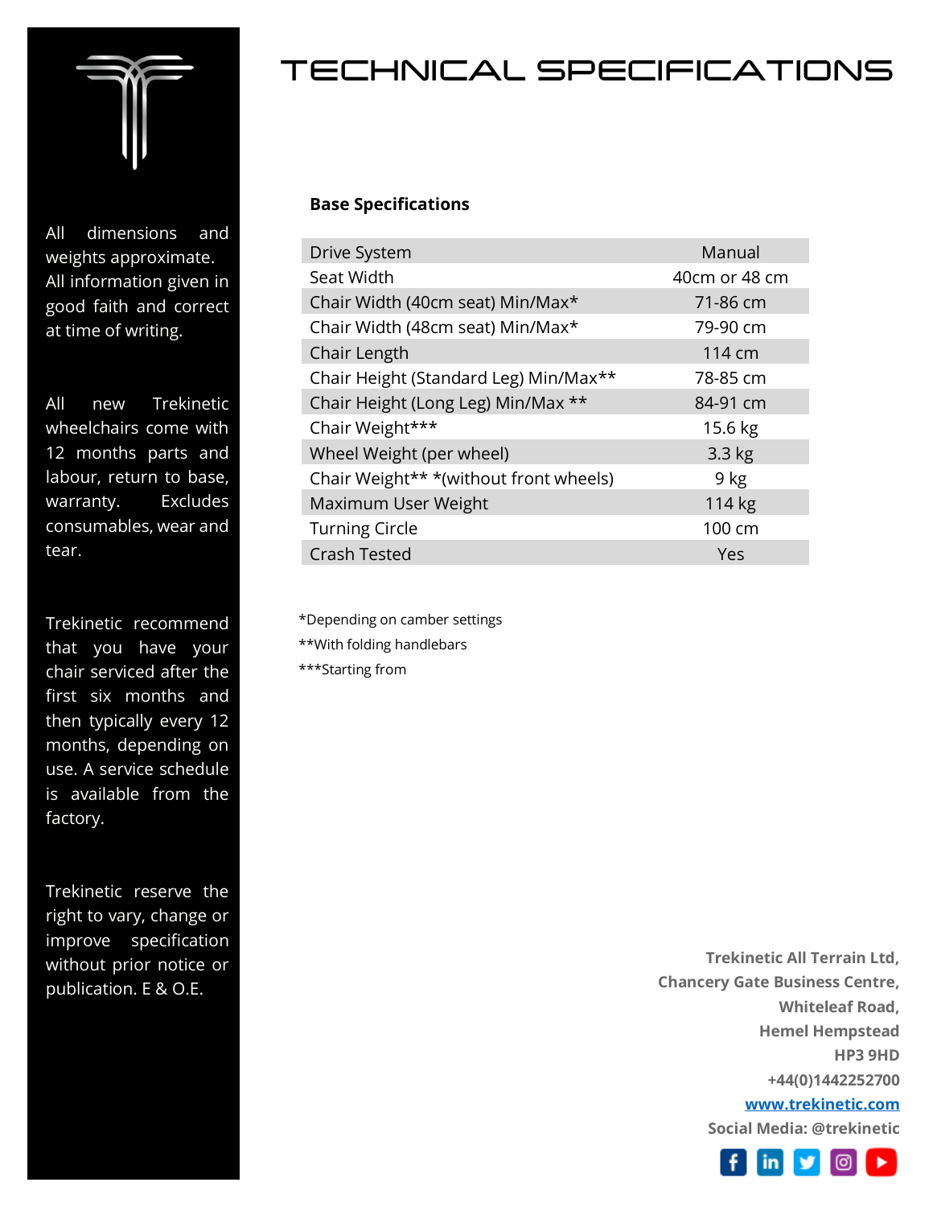# TECHNICAL SPECIFICATIONS

All dimensions and weights approximate. All information given in good faith and correct at time of writing.

All new Trekinetic wheelchairs come with 12 months parts and labour, return to base, warranty. Excludes consumables, wear and tear.

Trekinetic recommend that you have your chair serviced after the first six months and then typically every 12 months, depending on use. A service schedule is available from the factory.

Trekinetic reserve the right to vary, change or improve specification without prior notice or publication. E & O.E.

**Base Specifications**

| | |
|---|---|
| Drive System | Manual |
| Seat Width | 40cm or 48 cm |
| Chair Width (40cm seat) Min/Max* | 71-86 cm |
| Chair Width (48cm seat) Min/Max* | 79-90 cm |
| Chair Length | 114 cm |
| Chair Height (Standard Leg) Min/Max** | 78-85 cm |
| Chair Height (Long Leg) Min/Max ** | 84-91 cm |
| Chair Weight*** | 15.6 kg |
| Wheel Weight (per wheel) | 3.3 kg |
| Chair Weight** *(without front wheels) | 9 kg |
| Maximum User Weight | 114 kg |
| Turning Circle | 100 cm |
| Crash Tested | Yes |

*Depending on camber settings

**With folding handlebars

***Starting from

**Trekinetic All Terrain Ltd,**
**Chancery Gate Business Centre,**
**Whiteleaf Road,**
**Hemel Hempstead**
**HP3 9HD**
**+44(0)1442252700**
**www.trekinetic.com**
**Social Media: @trekinetic**